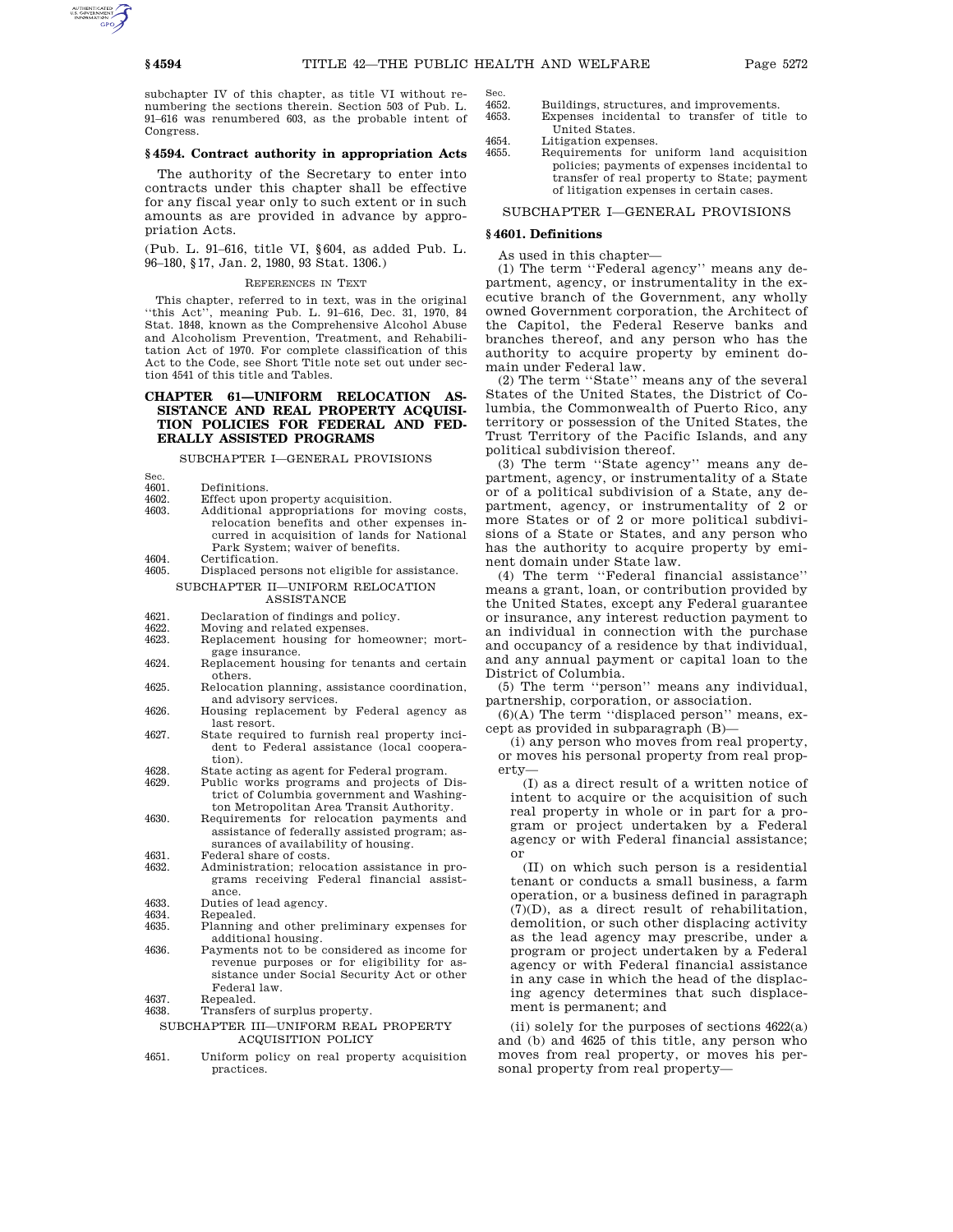subchapter IV of this chapter, as title VI without renumbering the sections therein. Section 503 of Pub. L. 91–616 was renumbered 603, as the probable intent of Congress.

### § 4594. Contract authority in appropriation Acts

The authority of the Secretary to enter into contracts under this chapter shall be effective for any fiscal year only to such extent or in such amounts as are provided in advance by appropriation Acts.

(Pub. L. 91–616, title VI, § 604, as added Pub. L. 96–180, § 17, Jan. 2, 1980, 93 Stat. 1306.)

REFERENCES IN TEXT

This chapter, referred to in text, was in the original "this Act", meaning Pub. L. 91–616, Dec. 31, 1970, 84 Stat. 1848, known as the Comprehensive Alcohol Abuse and Alcoholism Prevention, Treatment, and Rehabilitation Act of 1970. For complete classification of this Act to the Code, see Short Title note set out under section 4541 of this title and Tables.

## CHAPTER 61—UNIFORM RELOCATION ASSISTANCE AND REAL PROPERTY ACQUISITION POLICIES FOR FEDERAL AND FEDERALLY ASSISTED PROGRAMS

SUBCHAPTER I—GENERAL PROVISIONS

| Sec. | |
|---|---|
| 4601. | Definitions. |
| 4602. | Effect upon property acquisition. |
| 4603. | Additional appropriations for moving costs, relocation benefits and other expenses incurred in acquisition of lands for National Park System; waiver of benefits. |
| 4604. | Certification. |
| 4605. | Displaced persons not eligible for assistance. |

SUBCHAPTER II—UNIFORM RELOCATION ASSISTANCE

| | |
|---|---|
| 4621. | Declaration of findings and policy. |
| 4622. | Moving and related expenses. |
| 4623. | Replacement housing for homeowner; mortgage insurance. |
| 4624. | Replacement housing for tenants and certain others. |
| 4625. | Relocation planning, assistance coordination, and advisory services. |
| 4626. | Housing replacement by Federal agency as last resort. |
| 4627. | State required to furnish real property incident to Federal assistance (local cooperation). |
| 4628. | State acting as agent for Federal program. |
| 4629. | Public works programs and projects of District of Columbia government and Washington Metropolitan Area Transit Authority. |
| 4630. | Requirements for relocation payments and assistance of federally assisted program; assurances of availability of housing. |
| 4631. | Federal share of costs. |
| 4632. | Administration; relocation assistance in programs receiving Federal financial assistance. |
| 4633. | Duties of lead agency. |
| 4634. | Repealed. |
| 4635. | Planning and other preliminary expenses for additional housing. |
| 4636. | Payments not to be considered as income for revenue purposes or for eligibility for assistance under Social Security Act or other Federal law. |
| 4637. | Repealed. |
| 4638. | Transfers of surplus property. |

SUBCHAPTER III—UNIFORM REAL PROPERTY ACQUISITION POLICY

| Sec. | |
|---|---|
| 4651. | Uniform policy on real property acquisition practices. |
| 4652. | Buildings, structures, and improvements. |
| 4653. | Expenses incidental to transfer of title to United States. |
| 4654. | Litigation expenses. |
| 4655. | Requirements for uniform land acquisition policies; payments of expenses incidental to transfer of real property to State; payment of litigation expenses in certain cases. |

## SUBCHAPTER I—GENERAL PROVISIONS

### § 4601. Definitions

As used in this chapter—

(1) The term "Federal agency" means any department, agency, or instrumentality in the executive branch of the Government, any wholly owned Government corporation, the Architect of the Capitol, the Federal Reserve banks and branches thereof, and any person who has the authority to acquire property by eminent domain under Federal law.

(2) The term "State" means any of the several States of the United States, the District of Columbia, the Commonwealth of Puerto Rico, any territory or possession of the United States, the Trust Territory of the Pacific Islands, and any political subdivision thereof.

(3) The term "State agency" means any department, agency, or instrumentality of a State or of a political subdivision of a State, any department, agency, or instrumentality of 2 or more States or of 2 or more political subdivisions of a State or States, and any person who has the authority to acquire property by eminent domain under State law.

(4) The term "Federal financial assistance" means a grant, loan, or contribution provided by the United States, except any Federal guarantee or insurance, any interest reduction payment to an individual in connection with the purchase and occupancy of a residence by that individual, and any annual payment or capital loan to the District of Columbia.

(5) The term "person" means any individual, partnership, corporation, or association.

(6)(A) The term "displaced person" means, except as provided in subparagraph (B)—

(i) any person who moves from real property, or moves his personal property from real property—

(I) as a direct result of a written notice of intent to acquire or the acquisition of such real property in whole or in part for a program or project undertaken by a Federal agency or with Federal financial assistance; or

(II) on which such person is a residential tenant or conducts a small business, a farm operation, or a business defined in paragraph (7)(D), as a direct result of rehabilitation, demolition, or such other displacing activity as the lead agency may prescribe, under a program or project undertaken by a Federal agency or with Federal financial assistance in any case in which the head of the displacing agency determines that such displacement is permanent; and

(ii) solely for the purposes of sections 4622(a) and (b) and 4625 of this title, any person who moves from real property, or moves his personal property from real property—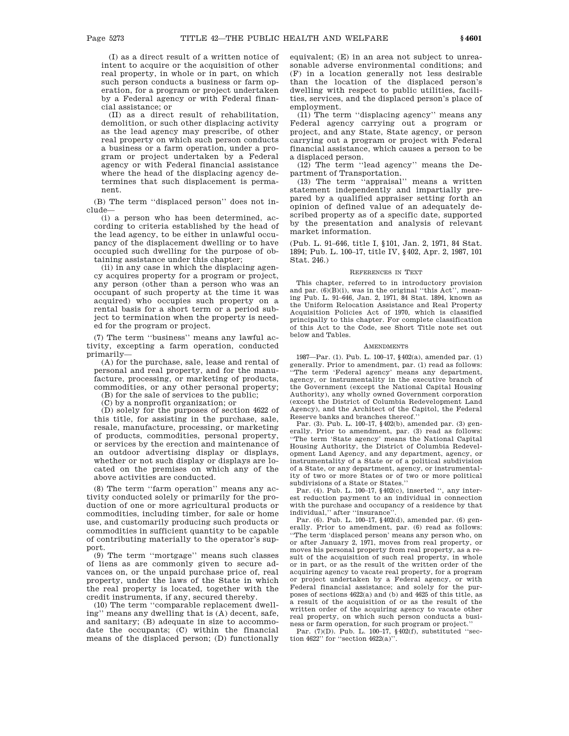(I) as a direct result of a written notice of intent to acquire or the acquisition of other real property, in whole or in part, on which such person conducts a business or farm operation, for a program or project undertaken by a Federal agency or with Federal financial assistance; or

(II) as a direct result of rehabilitation, demolition, or such other displacing activity as the lead agency may prescribe, of other real property on which such person conducts a business or a farm operation, under a program or project undertaken by a Federal agency or with Federal financial assistance where the head of the displacing agency determines that such displacement is permanent.

(B) The term "displaced person" does not include—

(i) a person who has been determined, according to criteria established by the head of the lead agency, to be either in unlawful occupancy of the displacement dwelling or to have occupied such dwelling for the purpose of obtaining assistance under this chapter;

(ii) in any case in which the displacing agency acquires property for a program or project, any person (other than a person who was an occupant of such property at the time it was acquired) who occupies such property on a rental basis for a short term or a period subject to termination when the property is needed for the program or project.

(7) The term "business" means any lawful activity, excepting a farm operation, conducted primarily—

(A) for the purchase, sale, lease and rental of personal and real property, and for the manufacture, processing, or marketing of products, commodities, or any other personal property;

(B) for the sale of services to the public;

(C) by a nonprofit organization; or

(D) solely for the purposes of section 4622 of this title, for assisting in the purchase, sale, resale, manufacture, processing, or marketing of products, commodities, personal property, or services by the erection and maintenance of an outdoor advertising display or displays, whether or not such display or displays are located on the premises on which any of the above activities are conducted.

(8) The term "farm operation" means any activity conducted solely or primarily for the production of one or more agricultural products or commodities, including timber, for sale or home use, and customarily producing such products or commodities in sufficient quantity to be capable of contributing materially to the operator's support.

(9) The term "mortgage" means such classes of liens as are commonly given to secure advances on, or the unpaid purchase price of, real property, under the laws of the State in which the real property is located, together with the credit instruments, if any, secured thereby.

(10) The term "comparable replacement dwelling" means any dwelling that is (A) decent, safe, and sanitary; (B) adequate in size to accommodate the occupants; (C) within the financial means of the displaced person; (D) functionally equivalent; (E) in an area not subject to unreasonable adverse environmental conditions; and (F) in a location generally not less desirable than the location of the displaced person's dwelling with respect to public utilities, facilities, services, and the displaced person's place of employment.

(11) The term "displacing agency" means any Federal agency carrying out a program or project, and any State, State agency, or person carrying out a program or project with Federal financial assistance, which causes a person to be a displaced person.

(12) The term "lead agency" means the Department of Transportation.

(13) The term "appraisal" means a written statement independently and impartially prepared by a qualified appraiser setting forth an opinion of defined value of an adequately described property as of a specific date, supported by the presentation and analysis of relevant market information.

(Pub. L. 91–646, title I, §101, Jan. 2, 1971, 84 Stat. 1894; Pub. L. 100–17, title IV, §402, Apr. 2, 1987, 101 Stat. 246.)

REFERENCES IN TEXT

This chapter, referred to in introductory provision and par. (6)(B)(i), was in the original "this Act", meaning Pub. L. 91–646, Jan. 2, 1971, 84 Stat. 1894, known as the Uniform Relocation Assistance and Real Property Acquisition Policies Act of 1970, which is classified principally to this chapter. For complete classification of this Act to the Code, see Short Title note set out below and Tables.

AMENDMENTS

1987—Par. (1). Pub. L. 100–17, §402(a), amended par. (1) generally. Prior to amendment, par. (1) read as follows: "The term 'Federal agency' means any department, agency, or instrumentality in the executive branch of the Government (except the National Capital Housing Authority), any wholly owned Government corporation (except the District of Columbia Redevelopment Land Agency), and the Architect of the Capitol, the Federal Reserve banks and branches thereof."

Par. (3). Pub. L. 100–17, §402(b), amended par. (3) generally. Prior to amendment, par. (3) read as follows: "The term 'State agency' means the National Capital Housing Authority, the District of Columbia Redevelopment Land Agency, and any department, agency, or instrumentality of a State or of a political subdivision of a State, or any department, agency, or instrumentality of two or more States or of two or more political subdivisions of a State or States."

Par. (4). Pub. L. 100–17, §402(c), inserted ", any interest reduction payment to an individual in connection with the purchase and occupancy of a residence by that individual," after "insurance".

Par. (6). Pub. L. 100–17, §402(d), amended par. (6) generally. Prior to amendment, par. (6) read as follows: "The term 'displaced person' means any person who, on or after January 2, 1971, moves from real property, or moves his personal property from real property, as a result of the acquisition of such real property, in whole or in part, or as the result of the written order of the acquiring agency to vacate real property, for a program or project undertaken by a Federal agency, or with Federal financial assistance; and solely for the purposes of sections 4622(a) and (b) and 4625 of this title, as a result of the acquisition of or as the result of the written order of the acquiring agency to vacate other real property, on which such person conducts a business or farm operation, for such program or project."

Par. (7)(D). Pub. L. 100–17, §402(f), substituted "section 4622" for "section 4622(a)".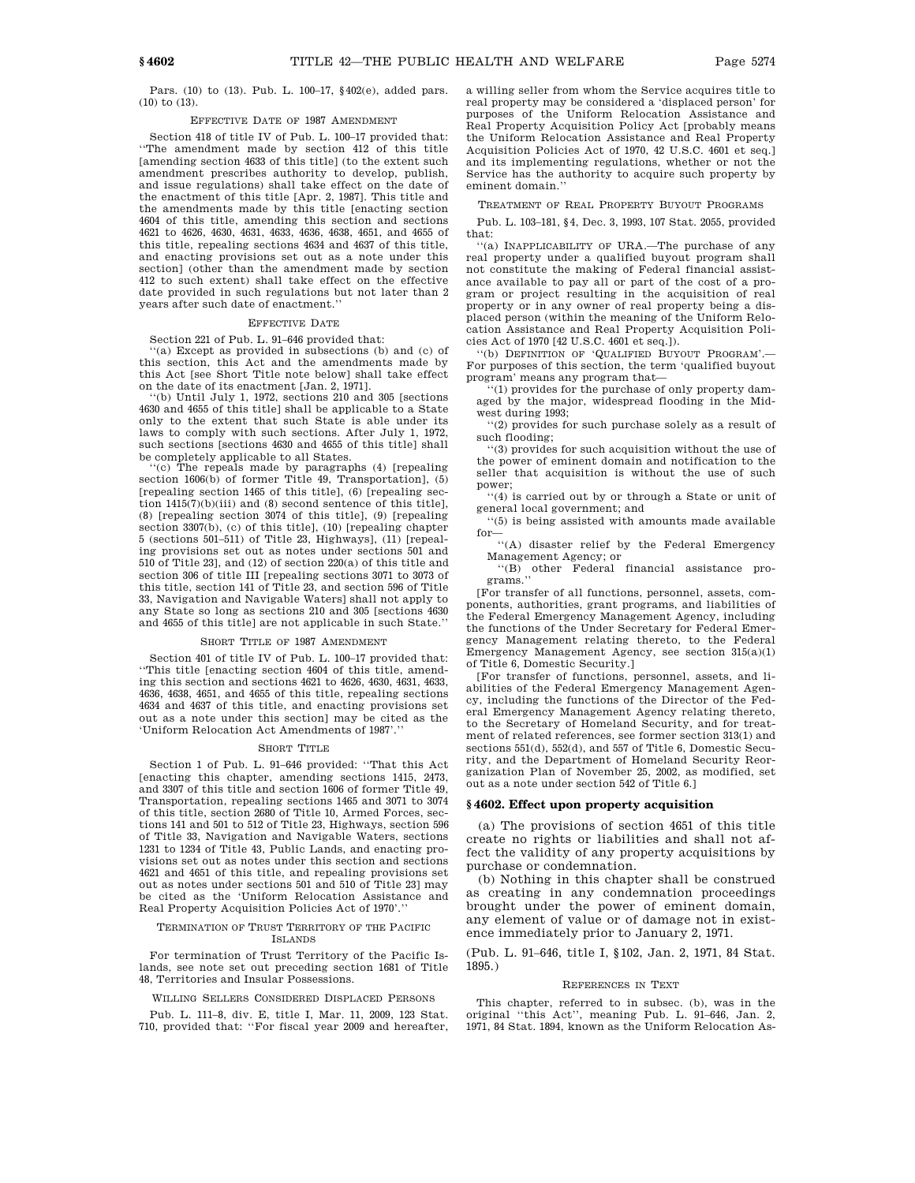Pars. (10) to (13). Pub. L. 100–17, §402(e), added pars. (10) to (13).

EFFECTIVE DATE OF 1987 AMENDMENT

Section 418 of title IV of Pub. L. 100–17 provided that: ''The amendment made by section 412 of this title [amending section 4633 of this title] (to the extent such amendment prescribes authority to develop, publish, and issue regulations) shall take effect on the date of the enactment of this title [Apr. 2, 1987]. This title and the amendments made by this title [enacting section 4604 of this title, amending this section and sections 4621 to 4626, 4630, 4631, 4633, 4636, 4638, 4651, and 4655 of this title, repealing sections 4634 and 4637 of this title, and enacting provisions set out as a note under this section] (other than the amendment made by section 412 to such extent) shall take effect on the effective date provided in such regulations but not later than 2 years after such date of enactment.''

EFFECTIVE DATE

Section 221 of Pub. L. 91–646 provided that:

''(a) Except as provided in subsections (b) and (c) of this section, this Act and the amendments made by this Act [see Short Title note below] shall take effect on the date of its enactment [Jan. 2, 1971].

''(b) Until July 1, 1972, sections 210 and 305 [sections 4630 and 4655 of this title] shall be applicable to a State only to the extent that such State is able under its laws to comply with such sections. After July 1, 1972, such sections [sections 4630 and 4655 of this title] shall be completely applicable to all States.

''(c) The repeals made by paragraphs (4) [repealing section 1606(b) of former Title 49, Transportation], (5) [repealing section 1465 of this title], (6) [repealing section 1415(7)(b)(iii) and (8) second sentence of this title], (8) [repealing section 3074 of this title], (9) [repealing section 3307(b), (c) of this title], (10) [repealing chapter 5 (sections 501–511) of Title 23, Highways], (11) [repealing provisions set out as notes under sections 501 and 510 of Title 23], and (12) of section 220(a) of this title and section 306 of title III [repealing sections 3071 to 3073 of this title, section 141 of Title 23, and section 596 of Title 33, Navigation and Navigable Waters] shall not apply to any State so long as sections 210 and 305 [sections 4630 and 4655 of this title] are not applicable in such State.''

SHORT TITLE OF 1987 AMENDMENT

Section 401 of title IV of Pub. L. 100–17 provided that: ''This title [enacting section 4604 of this title, amending this section and sections 4621 to 4626, 4630, 4631, 4633, 4636, 4638, 4651, and 4655 of this title, repealing sections 4634 and 4637 of this title, and enacting provisions set out as a note under this section] may be cited as the 'Uniform Relocation Act Amendments of 1987'.''

SHORT TITLE

Section 1 of Pub. L. 91–646 provided: ''That this Act [enacting this chapter, amending sections 1415, 2473, and 3307 of this title and section 1606 of former Title 49, Transportation, repealing sections 1465 and 3071 to 3074 of this title, section 2680 of Title 10, Armed Forces, sections 141 and 501 to 512 of Title 23, Highways, section 596 of Title 33, Navigation and Navigable Waters, sections 1231 to 1234 of Title 43, Public Lands, and enacting provisions set out as notes under this section and sections 4621 and 4651 of this title, and repealing provisions set out as notes under sections 501 and 510 of Title 23] may be cited as the 'Uniform Relocation Assistance and Real Property Acquisition Policies Act of 1970'.''

TERMINATION OF TRUST TERRITORY OF THE PACIFIC ISLANDS

For termination of Trust Territory of the Pacific Islands, see note set out preceding section 1681 of Title 48, Territories and Insular Possessions.

WILLING SELLERS CONSIDERED DISPLACED PERSONS

Pub. L. 111–8, div. E, title I, Mar. 11, 2009, 123 Stat. 710, provided that: ''For fiscal year 2009 and hereafter, a willing seller from whom the Service acquires title to real property may be considered a 'displaced person' for purposes of the Uniform Relocation Assistance and Real Property Acquisition Policy Act [probably means the Uniform Relocation Assistance and Real Property Acquisition Policies Act of 1970, 42 U.S.C. 4601 et seq.] and its implementing regulations, whether or not the Service has the authority to acquire such property by eminent domain.''

TREATMENT OF REAL PROPERTY BUYOUT PROGRAMS

Pub. L. 103–181, §4, Dec. 3, 1993, 107 Stat. 2055, provided that:

''(a) INAPPLICABILITY OF URA.—The purchase of any real property under a qualified buyout program shall not constitute the making of Federal financial assistance available to pay all or part of the cost of a program or project resulting in the acquisition of real property or in any owner of real property being a displaced person (within the meaning of the Uniform Relocation Assistance and Real Property Acquisition Policies Act of 1970 [42 U.S.C. 4601 et seq.]).

''(b) DEFINITION OF 'QUALIFIED BUYOUT PROGRAM'.—For purposes of this section, the term 'qualified buyout program' means any program that—

''(1) provides for the purchase of only property damaged by the major, widespread flooding in the Midwest during 1993;

''(2) provides for such purchase solely as a result of such flooding;

''(3) provides for such acquisition without the use of the power of eminent domain and notification to the seller that acquisition is without the use of such power;

''(4) is carried out by or through a State or unit of general local government; and

''(5) is being assisted with amounts made available for—

''(A) disaster relief by the Federal Emergency Management Agency; or

''(B) other Federal financial assistance programs.''

[For transfer of all functions, personnel, assets, components, authorities, grant programs, and liabilities of the Federal Emergency Management Agency, including the functions of the Under Secretary for Federal Emergency Management relating thereto, to the Federal Emergency Management Agency, see section 315(a)(1) of Title 6, Domestic Security.]

[For transfer of functions, personnel, assets, and liabilities of the Federal Emergency Management Agency, including the functions of the Director of the Federal Emergency Management Agency relating thereto, to the Secretary of Homeland Security, and for treatment of related references, see former section 313(1) and sections 551(d), 552(d), and 557 of Title 6, Domestic Security, and the Department of Homeland Security Reorganization Plan of November 25, 2002, as modified, set out as a note under section 542 of Title 6.]

## § 4602. Effect upon property acquisition

(a) The provisions of section 4651 of this title create no rights or liabilities and shall not affect the validity of any property acquisitions by purchase or condemnation.

(b) Nothing in this chapter shall be construed as creating in any condemnation proceedings brought under the power of eminent domain, any element of value or of damage not in existence immediately prior to January 2, 1971.

(Pub. L. 91–646, title I, §102, Jan. 2, 1971, 84 Stat. 1895.)

REFERENCES IN TEXT

This chapter, referred to in subsec. (b), was in the original ''this Act'', meaning Pub. L. 91–646, Jan. 2, 1971, 84 Stat. 1894, known as the Uniform Relocation As-